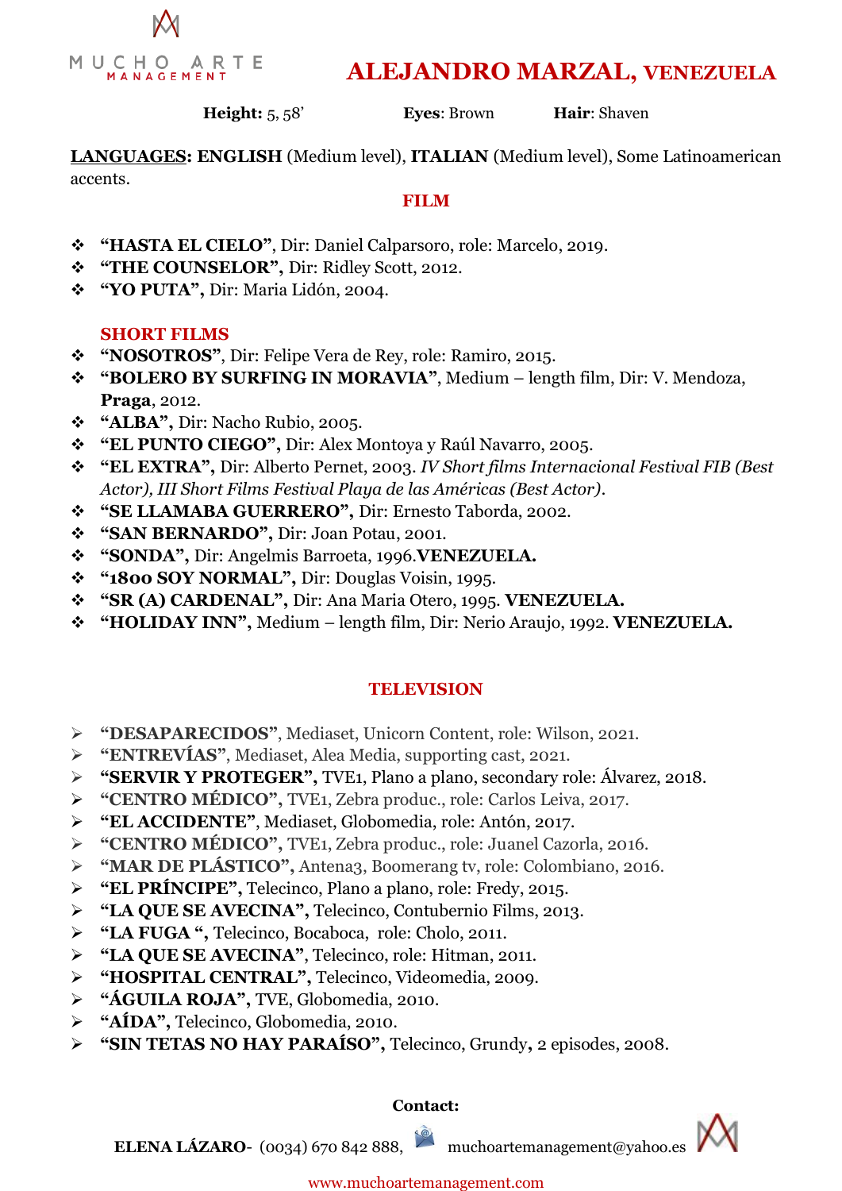MUCHO ARTE
MANAGEMENT

# ALEJANDRO MARZAL, VENEZUELA

**Height:** 5, 58'  **Eyes**: Brown  **Hair**: Shaven

**LANGUAGES: ENGLISH** (Medium level), **ITALIAN** (Medium level), Some Latinoamerican accents.

## FILM

- **"HASTA EL CIELO"**, Dir: Daniel Calparsoro, role: Marcelo, 2019.
- **"THE COUNSELOR",** Dir: Ridley Scott, 2012.
- **"YO PUTA",** Dir: Maria Lidón, 2004.

### SHORT FILMS

- **"NOSOTROS"**, Dir: Felipe Vera de Rey, role: Ramiro, 2015.
- **"BOLERO BY SURFING IN MORAVIA"**, Medium – length film, Dir: V. Mendoza, **Praga**, 2012.
- **"ALBA",** Dir: Nacho Rubio, 2005.
- **"EL PUNTO CIEGO",** Dir: Alex Montoya y Raúl Navarro, 2005.
- **"EL EXTRA",** Dir: Alberto Pernet, 2003. *IV Short films Internacional Festival FIB (Best Actor), III Short Films Festival Playa de las Américas (Best Actor).*
- **"SE LLAMABA GUERRERO",** Dir: Ernesto Taborda, 2002.
- **"SAN BERNARDO",** Dir: Joan Potau, 2001.
- **"SONDA",** Dir: Angelmis Barroeta, 1996.**VENEZUELA.**
- **"1800 SOY NORMAL",** Dir: Douglas Voisin, 1995.
- **"SR (A) CARDENAL",** Dir: Ana Maria Otero, 1995. **VENEZUELA.**
- **"HOLIDAY INN",** Medium – length film, Dir: Nerio Araujo, 1992. **VENEZUELA.**

## TELEVISION

- **"DESAPARECIDOS"**, Mediaset, Unicorn Content, role: Wilson, 2021.
- **"ENTREVÍAS"**, Mediaset, Alea Media, supporting cast, 2021.
- **"SERVIR Y PROTEGER",** TVE1, Plano a plano, secondary role: Álvarez, 2018.
- **"CENTRO MÉDICO",** TVE1, Zebra produc., role: Carlos Leiva, 2017.
- **"EL ACCIDENTE"**, Mediaset, Globomedia, role: Antón, 2017.
- **"CENTRO MÉDICO",** TVE1, Zebra produc., role: Juanel Cazorla, 2016.
- **"MAR DE PLÁSTICO",** Antena3, Boomerang tv, role: Colombiano, 2016.
- **"EL PRÍNCIPE",** Telecinco, Plano a plano, role: Fredy, 2015.
- **"LA QUE SE AVECINA",** Telecinco, Contubernio Films, 2013.
- **"LA FUGA ",** Telecinco, Bocaboca, role: Cholo, 2011.
- **"LA QUE SE AVECINA"**, Telecinco, role: Hitman, 2011.
- **"HOSPITAL CENTRAL",** Telecinco, Videomedia, 2009.
- **"ÁGUILA ROJA",** TVE, Globomedia, 2010.
- **"AÍDA",** Telecinco, Globomedia, 2010.
- **"SIN TETAS NO HAY PARAÍSO",** Telecinco, Grundy**,** 2 episodes, 2008.

**Contact:**

**ELENA LÁZARO**- (0034) 670 842 888, muchoartemanagement@yahoo.es

www.muchoartemanagement.com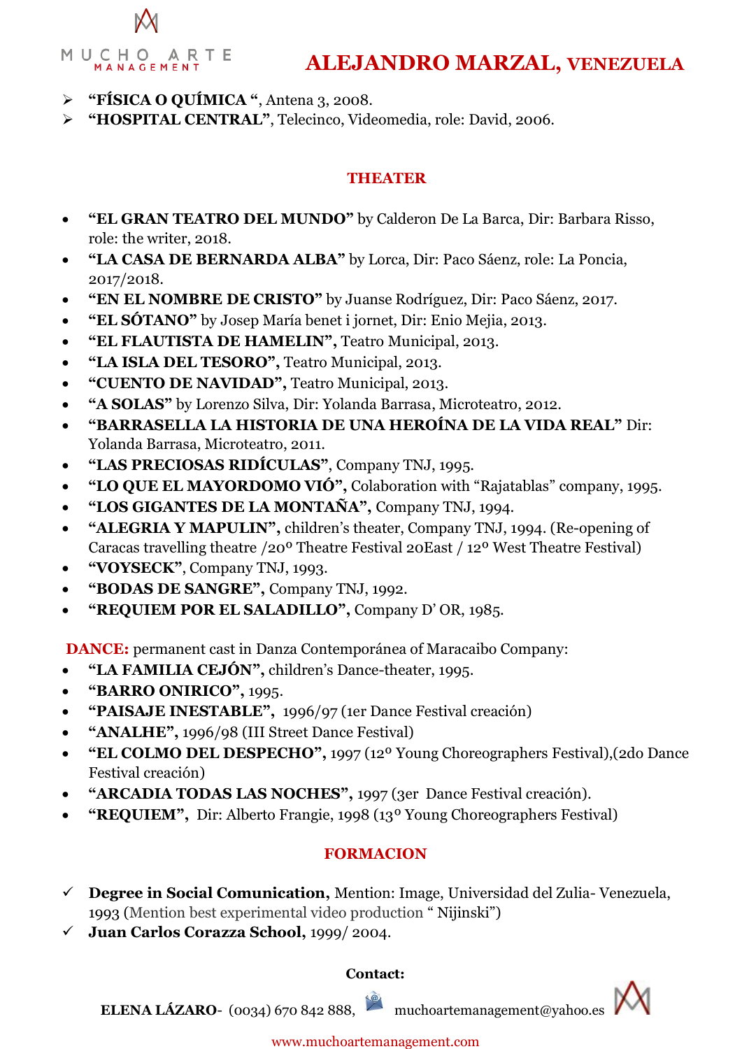- **"FÍSICA O QUÍMICA "**, Antena 3, 2008.
- **"HOSPITAL CENTRAL"**, Telecinco, Videomedia, role: David, 2006.

## THEATER

- **"EL GRAN TEATRO DEL MUNDO"** by Calderon De La Barca, Dir: Barbara Risso, role: the writer, 2018.
- **"LA CASA DE BERNARDA ALBA"** by Lorca, Dir: Paco Sáenz, role: La Poncia, 2017/2018.
- **"EN EL NOMBRE DE CRISTO"** by Juanse Rodríguez, Dir: Paco Sáenz, 2017.
- **"EL SÓTANO"** by Josep María benet i jornet, Dir: Enio Mejia, 2013.
- **"EL FLAUTISTA DE HAMELIN",** Teatro Municipal, 2013.
- **"LA ISLA DEL TESORO",** Teatro Municipal, 2013.
- **"CUENTO DE NAVIDAD",** Teatro Municipal, 2013.
- **"A SOLAS"** by Lorenzo Silva, Dir: Yolanda Barrasa, Microteatro, 2012.
- **"BARRASELLA LA HISTORIA DE UNA HEROÍNA DE LA VIDA REAL"** Dir: Yolanda Barrasa, Microteatro, 2011.
- **"LAS PRECIOSAS RIDÍCULAS"**, Company TNJ, 1995.
- **"LO QUE EL MAYORDOMO VIÓ",** Colaboration with "Rajatablas" company, 1995.
- **"LOS GIGANTES DE LA MONTAÑA",** Company TNJ, 1994.
- **"ALEGRIA Y MAPULIN",** children's theater, Company TNJ, 1994. (Re-opening of Caracas travelling theatre /20° Theatre Festival 20East / 12° West Theatre Festival)
- **"VOYSECK"**, Company TNJ, 1993.
- **"BODAS DE SANGRE",** Company TNJ, 1992.
- **"REQUIEM POR EL SALADILLO",** Company D' OR, 1985.

**DANCE:** permanent cast in Danza Contemporánea of Maracaibo Company:

- **"LA FAMILIA CEJÓN",** children's Dance-theater, 1995.
- **"BARRO ONIRICO",** 1995.
- **"PAISAJE INESTABLE",** 1996/97 (1er Dance Festival creación)
- **"ANALHE",** 1996/98 (III Street Dance Festival)
- **"EL COLMO DEL DESPECHO",** 1997 (12° Young Choreographers Festival),(2do Dance Festival creación)
- **"ARCADIA TODAS LAS NOCHES",** 1997 (3er Dance Festival creación).
- **"REQUIEM",** Dir: Alberto Frangie, 1998 (13° Young Choreographers Festival)

## FORMACION

- ✓ **Degree in Social Comunication,** Mention: Image, Universidad del Zulia- Venezuela, 1993 (Mention best experimental video production " Nijinski")
- ✓ **Juan Carlos Corazza School,** 1999/ 2004.

**Contact:**

**ELENA LÁZARO**- (0034) 670 842 888, muchoartemanagement@yahoo.es

www.muchoartemanagement.com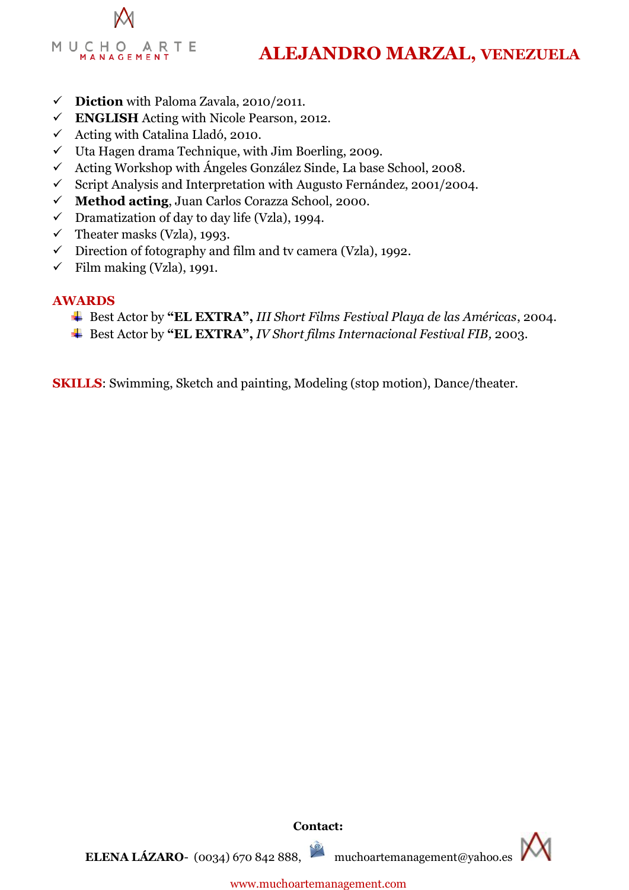- ✓ **Diction** with Paloma Zavala, 2010/2011.
- ✓ **ENGLISH** Acting with Nicole Pearson, 2012.
- ✓ Acting with Catalina Lladó, 2010.
- ✓ Uta Hagen drama Technique, with Jim Boerling, 2009.
- ✓ Acting Workshop with Ángeles González Sinde, La base School, 2008.
- ✓ Script Analysis and Interpretation with Augusto Fernández, 2001/2004.
- ✓ **Method acting**, Juan Carlos Corazza School, 2000.
- ✓ Dramatization of day to day life (Vzla), 1994.
- ✓ Theater masks (Vzla), 1993.
- ✓ Direction of fotography and film and tv camera (Vzla), 1992.
- ✓ Film making (Vzla), 1991.

## AWARDS

- Best Actor by **"EL EXTRA",** *III Short Films Festival Playa de las Américas*, 2004.
- Best Actor by **"EL EXTRA",** *IV Short films Internacional Festival FIB,* 2003.

**SKILLS**: Swimming, Sketch and painting, Modeling (stop motion), Dance/theater.

**Contact:**

**ELENA LÁZARO**- (0034) 670 842 888, muchoartemanagement@yahoo.es

www.muchoartemanagement.com